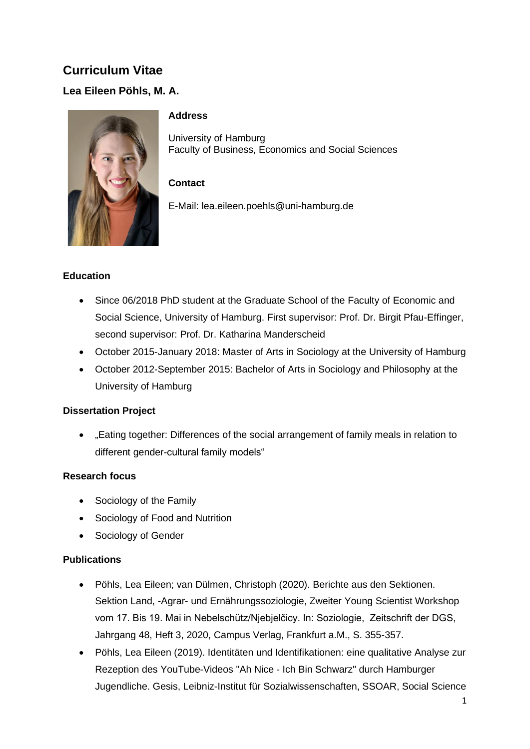# Curriculum Vitae

## Lea Eileen Pöhls, M. A.

**Address**

University of Hamburg
Faculty of Business, Economics and Social Sciences

**Contact**

E-Mail: lea.eileen.poehls@uni-hamburg.de

### Education

- Since 06/2018 PhD student at the Graduate School of the Faculty of Economic and Social Science, University of Hamburg. First supervisor: Prof. Dr. Birgit Pfau-Effinger, second supervisor: Prof. Dr. Katharina Manderscheid
- October 2015-January 2018: Master of Arts in Sociology at the University of Hamburg
- October 2012-September 2015: Bachelor of Arts in Sociology and Philosophy at the University of Hamburg

### Dissertation Project

- „Eating together: Differences of the social arrangement of family meals in relation to different gender-cultural family models"

### Research focus

- Sociology of the Family
- Sociology of Food and Nutrition
- Sociology of Gender

### Publications

- Pöhls, Lea Eileen; van Dülmen, Christoph (2020). Berichte aus den Sektionen. Sektion Land, -Agrar- und Ernährungssoziologie, Zweiter Young Scientist Workshop vom 17. Bis 19. Mai in Nebelschütz/Njebjelčicy. In: Soziologie, Zeitschrift der DGS, Jahrgang 48, Heft 3, 2020, Campus Verlag, Frankfurt a.M., S. 355-357.
- Pöhls, Lea Eileen (2019). Identitäten und Identifikationen: eine qualitative Analyse zur Rezeption des YouTube-Videos "Ah Nice - Ich Bin Schwarz" durch Hamburger Jugendliche. Gesis, Leibniz-Institut für Sozialwissenschaften, SSOAR, Social Science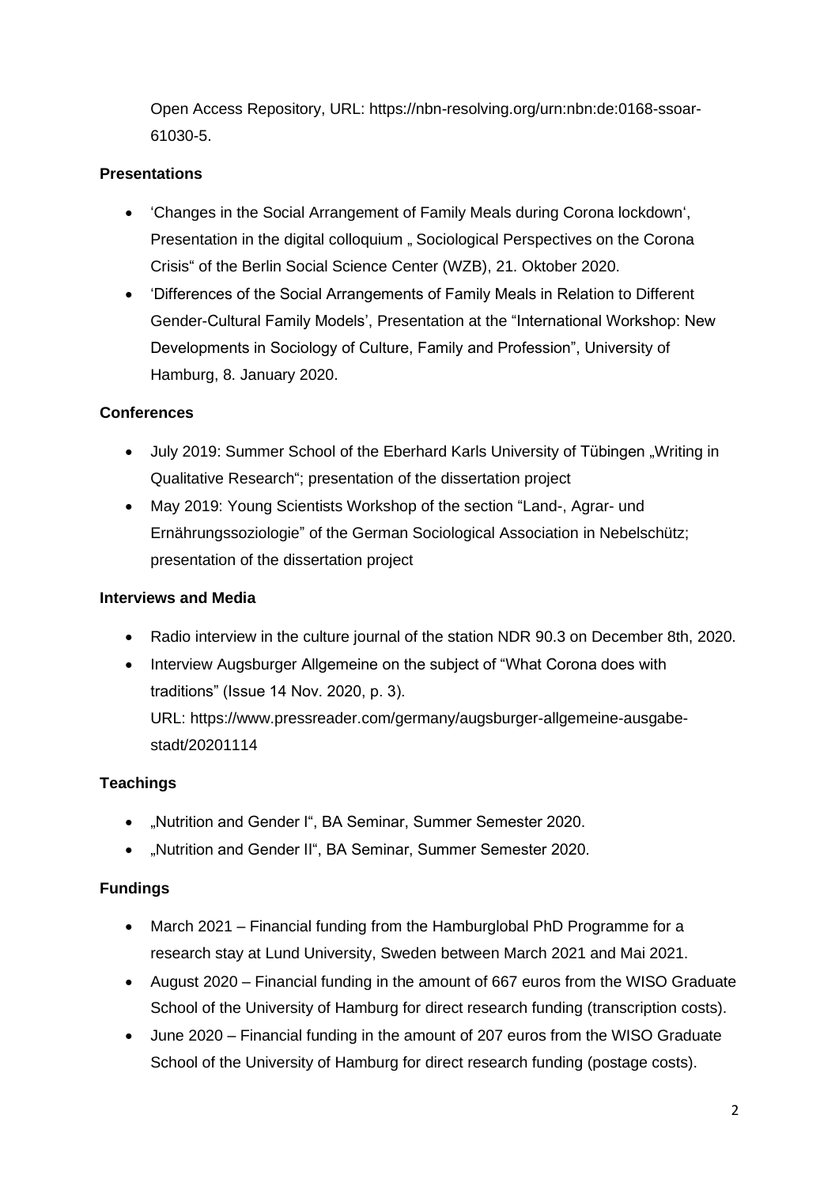Open Access Repository, URL: https://nbn-resolving.org/urn:nbn:de:0168-ssoar-61030-5.

**Presentations**

- 'Changes in the Social Arrangement of Family Meals during Corona lockdown', Presentation in the digital colloquium „ Sociological Perspectives on the Corona Crisis" of the Berlin Social Science Center (WZB), 21. Oktober 2020.
- 'Differences of the Social Arrangements of Family Meals in Relation to Different Gender-Cultural Family Models', Presentation at the "International Workshop: New Developments in Sociology of Culture, Family and Profession", University of Hamburg, 8. January 2020.

**Conferences**

- July 2019: Summer School of the Eberhard Karls University of Tübingen „Writing in Qualitative Research"; presentation of the dissertation project
- May 2019: Young Scientists Workshop of the section "Land-, Agrar- und Ernährungssoziologie" of the German Sociological Association in Nebelschütz; presentation of the dissertation project

**Interviews and Media**

- Radio interview in the culture journal of the station NDR 90.3 on December 8th, 2020.
- Interview Augsburger Allgemeine on the subject of "What Corona does with traditions" (Issue 14 Nov. 2020, p. 3).
  URL: https://www.pressreader.com/germany/augsburger-allgemeine-ausgabe-stadt/20201114

**Teachings**

- „Nutrition and Gender I", BA Seminar, Summer Semester 2020.
- „Nutrition and Gender II", BA Seminar, Summer Semester 2020.

**Fundings**

- March 2021 – Financial funding from the Hamburglobal PhD Programme for a research stay at Lund University, Sweden between March 2021 and Mai 2021.
- August 2020 – Financial funding in the amount of 667 euros from the WISO Graduate School of the University of Hamburg for direct research funding (transcription costs).
- June 2020 – Financial funding in the amount of 207 euros from the WISO Graduate School of the University of Hamburg for direct research funding (postage costs).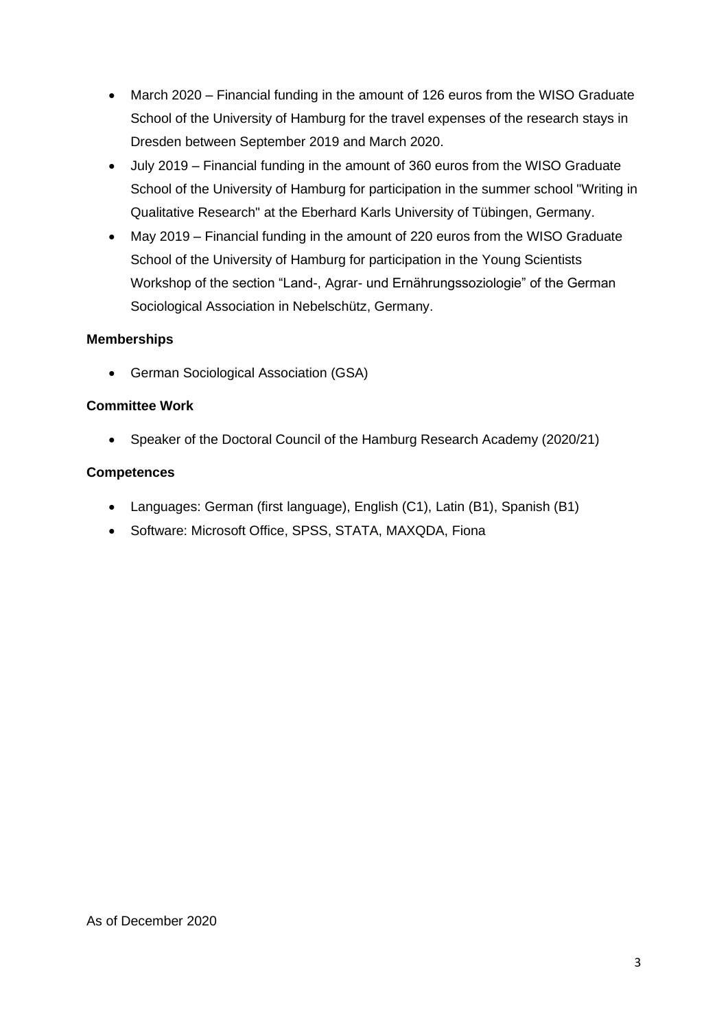- March 2020 – Financial funding in the amount of 126 euros from the WISO Graduate School of the University of Hamburg for the travel expenses of the research stays in Dresden between September 2019 and March 2020.
- July 2019 – Financial funding in the amount of 360 euros from the WISO Graduate School of the University of Hamburg for participation in the summer school "Writing in Qualitative Research" at the Eberhard Karls University of Tübingen, Germany.
- May 2019 – Financial funding in the amount of 220 euros from the WISO Graduate School of the University of Hamburg for participation in the Young Scientists Workshop of the section "Land-, Agrar- und Ernährungssoziologie" of the German Sociological Association in Nebelschütz, Germany.

**Memberships**

- German Sociological Association (GSA)

**Committee Work**

- Speaker of the Doctoral Council of the Hamburg Research Academy (2020/21)

**Competences**

- Languages: German (first language), English (C1), Latin (B1), Spanish (B1)
- Software: Microsoft Office, SPSS, STATA, MAXQDA, Fiona

As of December 2020